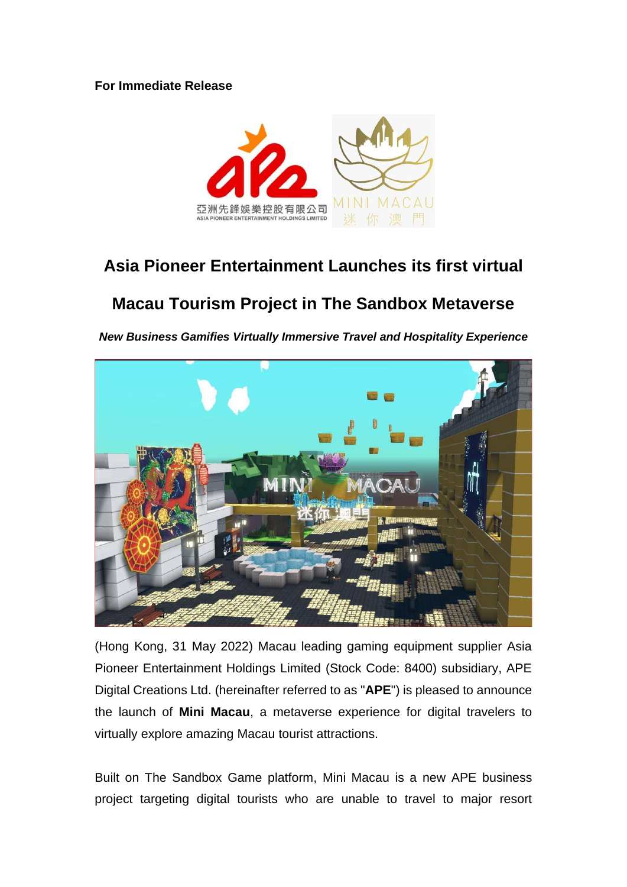**For Immediate Release**

# Asia Pioneer Entertainment Launches its first virtual Macau Tourism Project in The Sandbox Metaverse

***New Business Gamifies Virtually Immersive Travel and Hospitality Experience***

(Hong Kong, 31 May 2022) Macau leading gaming equipment supplier Asia Pioneer Entertainment Holdings Limited (Stock Code: 8400) subsidiary, APE Digital Creations Ltd. (hereinafter referred to as "**APE**") is pleased to announce the launch of **Mini Macau**, a metaverse experience for digital travelers to virtually explore amazing Macau tourist attractions.

Built on The Sandbox Game platform, Mini Macau is a new APE business project targeting digital tourists who are unable to travel to major resort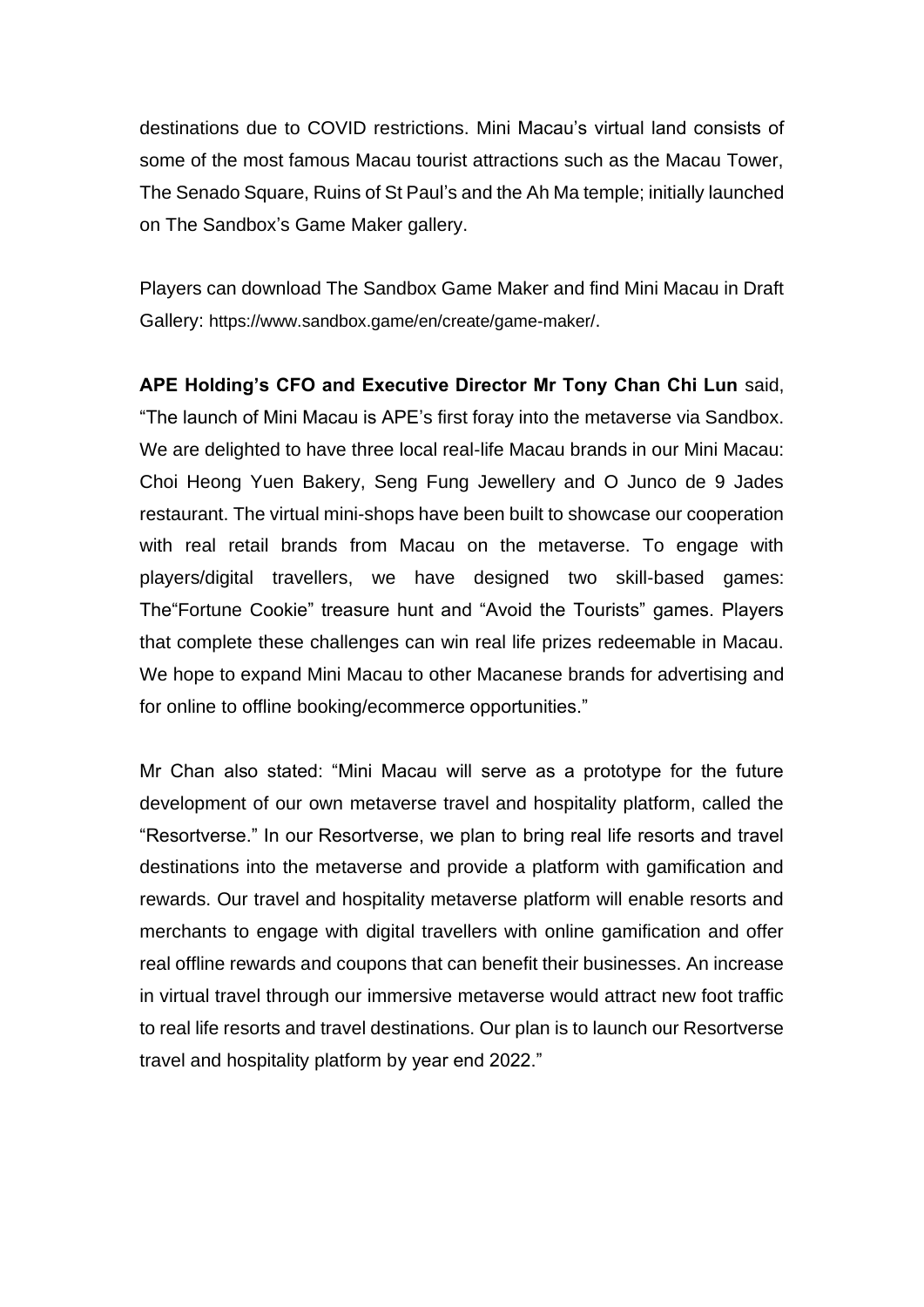destinations due to COVID restrictions. Mini Macau's virtual land consists of some of the most famous Macau tourist attractions such as the Macau Tower, The Senado Square, Ruins of St Paul's and the Ah Ma temple; initially launched on The Sandbox's Game Maker gallery.

Players can download The Sandbox Game Maker and find Mini Macau in Draft Gallery: https://www.sandbox.game/en/create/game-maker/.

**APE Holding's CFO and Executive Director Mr Tony Chan Chi Lun** said, "The launch of Mini Macau is APE's first foray into the metaverse via Sandbox. We are delighted to have three local real-life Macau brands in our Mini Macau: Choi Heong Yuen Bakery, Seng Fung Jewellery and O Junco de 9 Jades restaurant. The virtual mini-shops have been built to showcase our cooperation with real retail brands from Macau on the metaverse. To engage with players/digital travellers, we have designed two skill-based games: The"Fortune Cookie" treasure hunt and "Avoid the Tourists" games. Players that complete these challenges can win real life prizes redeemable in Macau. We hope to expand Mini Macau to other Macanese brands for advertising and for online to offline booking/ecommerce opportunities."

Mr Chan also stated: "Mini Macau will serve as a prototype for the future development of our own metaverse travel and hospitality platform, called the "Resortverse." In our Resortverse, we plan to bring real life resorts and travel destinations into the metaverse and provide a platform with gamification and rewards. Our travel and hospitality metaverse platform will enable resorts and merchants to engage with digital travellers with online gamification and offer real offline rewards and coupons that can benefit their businesses. An increase in virtual travel through our immersive metaverse would attract new foot traffic to real life resorts and travel destinations. Our plan is to launch our Resortverse travel and hospitality platform by year end 2022."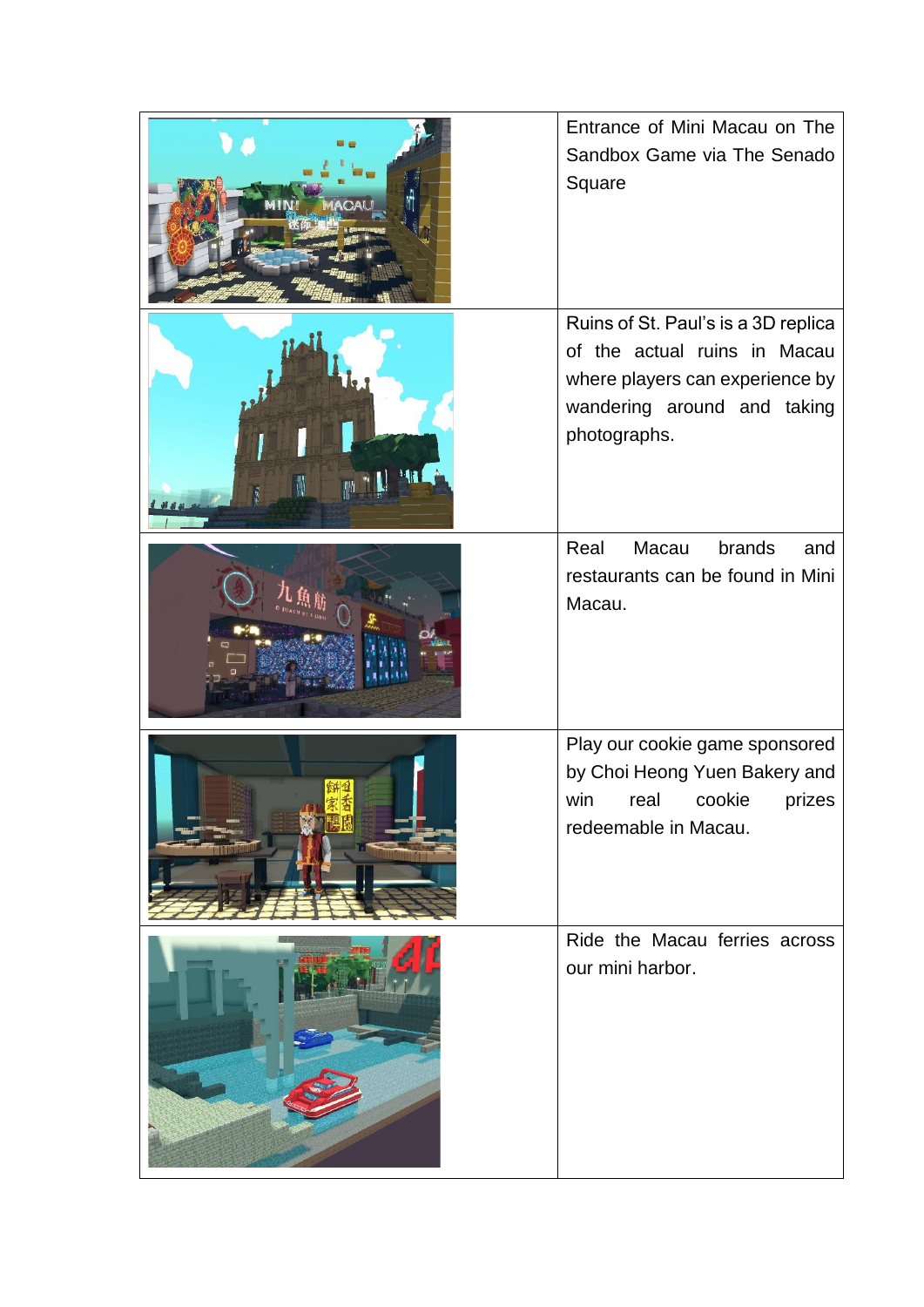| | |
|---|---|
| | Entrance of Mini Macau on The Sandbox Game via The Senado Square |
| | Ruins of St. Paul's is a 3D replica of the actual ruins in Macau where players can experience by wandering around and taking photographs. |
| | Real Macau brands and restaurants can be found in Mini Macau. |
| | Play our cookie game sponsored by Choi Heong Yuen Bakery and win real cookie prizes redeemable in Macau. |
| | Ride the Macau ferries across our mini harbor. |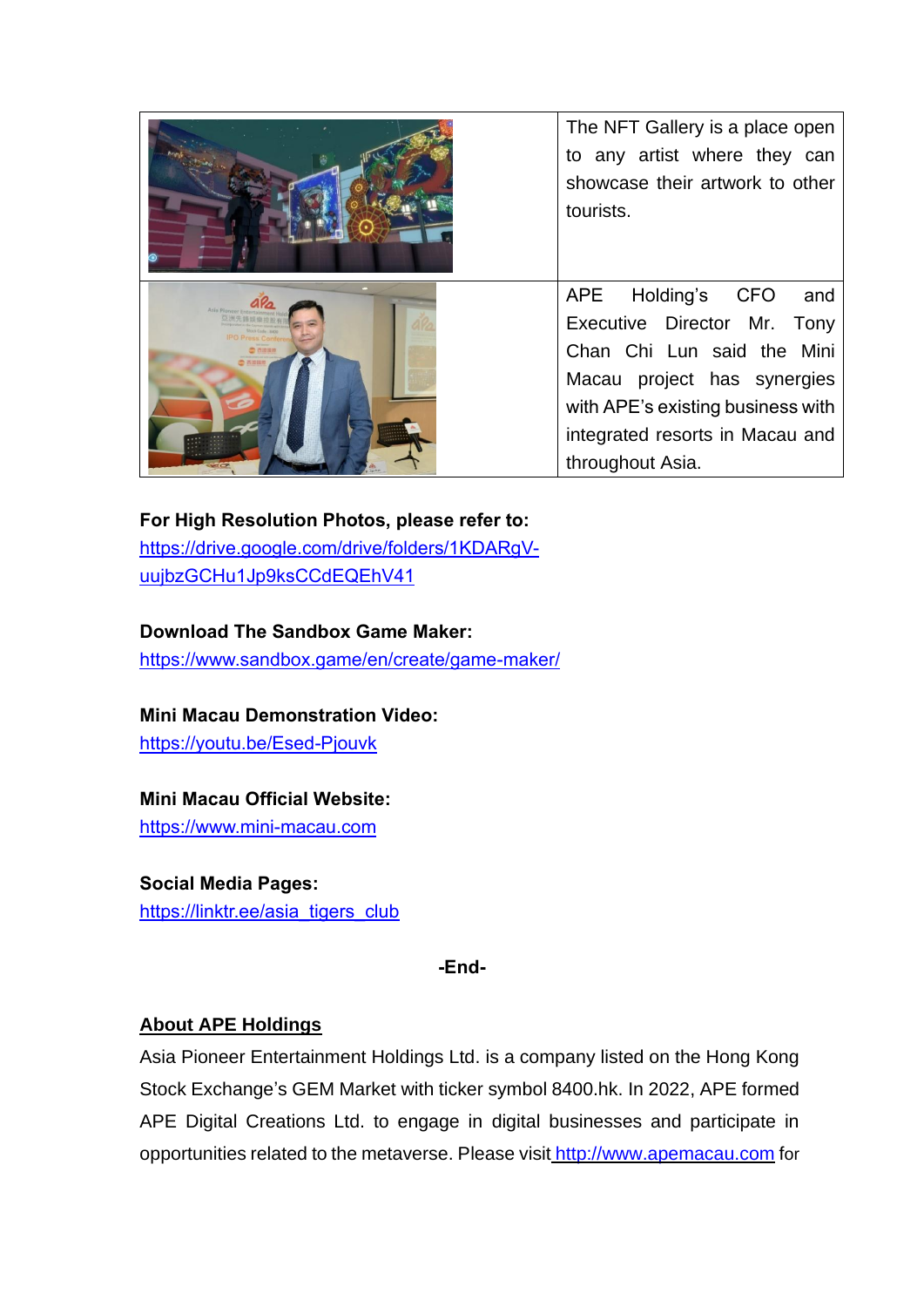| | |
|---|---|
| | The NFT Gallery is a place open to any artist where they can showcase their artwork to other tourists. |
| | APE Holding's CFO and Executive Director Mr. Tony Chan Chi Lun said the Mini Macau project has synergies with APE's existing business with integrated resorts in Macau and throughout Asia. |

**For High Resolution Photos, please refer to:**
https://drive.google.com/drive/folders/1KDARgV-uujbzGCHu1Jp9ksCCdEQEhV41

**Download The Sandbox Game Maker:**
https://www.sandbox.game/en/create/game-maker/

**Mini Macau Demonstration Video:**
https://youtu.be/Esed-Pjouvk

**Mini Macau Official Website:**
https://www.mini-macau.com

**Social Media Pages:**
https://linktr.ee/asia_tigers_club

**-End-**

**About APE Holdings**

Asia Pioneer Entertainment Holdings Ltd. is a company listed on the Hong Kong Stock Exchange's GEM Market with ticker symbol 8400.hk. In 2022, APE formed APE Digital Creations Ltd. to engage in digital businesses and participate in opportunities related to the metaverse. Please visit http://www.apemacau.com for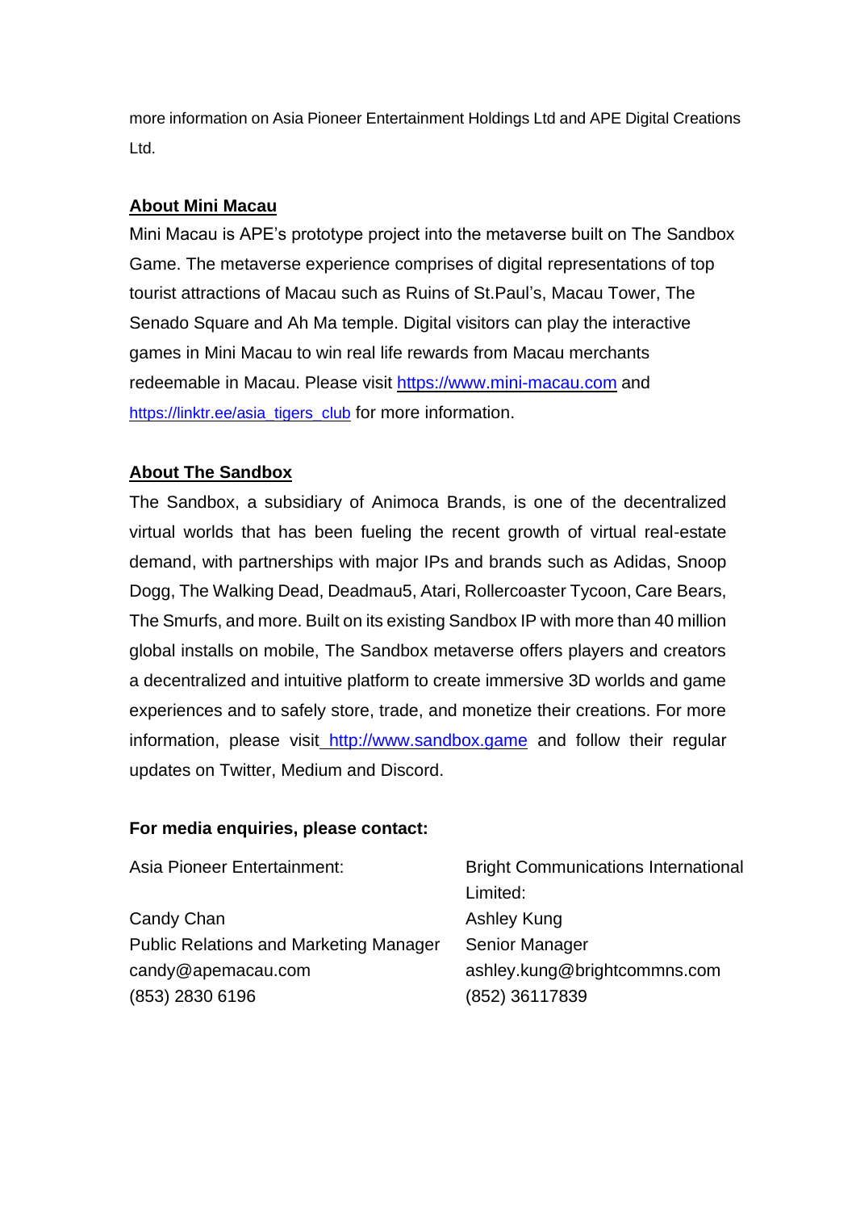more information on Asia Pioneer Entertainment Holdings Ltd and APE Digital Creations Ltd.

**About Mini Macau**

Mini Macau is APE's prototype project into the metaverse built on The Sandbox Game. The metaverse experience comprises of digital representations of top tourist attractions of Macau such as Ruins of St.Paul's, Macau Tower, The Senado Square and Ah Ma temple. Digital visitors can play the interactive games in Mini Macau to win real life rewards from Macau merchants redeemable in Macau. Please visit https://www.mini-macau.com and https://linktr.ee/asia_tigers_club for more information.

**About The Sandbox**

The Sandbox, a subsidiary of Animoca Brands, is one of the decentralized virtual worlds that has been fueling the recent growth of virtual real-estate demand, with partnerships with major IPs and brands such as Adidas, Snoop Dogg, The Walking Dead, Deadmau5, Atari, Rollercoaster Tycoon, Care Bears, The Smurfs, and more. Built on its existing Sandbox IP with more than 40 million global installs on mobile, The Sandbox metaverse offers players and creators a decentralized and intuitive platform to create immersive 3D worlds and game experiences and to safely store, trade, and monetize their creations. For more information, please visit http://www.sandbox.game and follow their regular updates on Twitter, Medium and Discord.

**For media enquiries, please contact:**

Asia Pioneer Entertainment:

Candy Chan
Public Relations and Marketing Manager
candy@apemacau.com
(853) 2830 6196

Bright Communications International Limited:

Ashley Kung
Senior Manager
ashley.kung@brightcommns.com
(852) 36117839